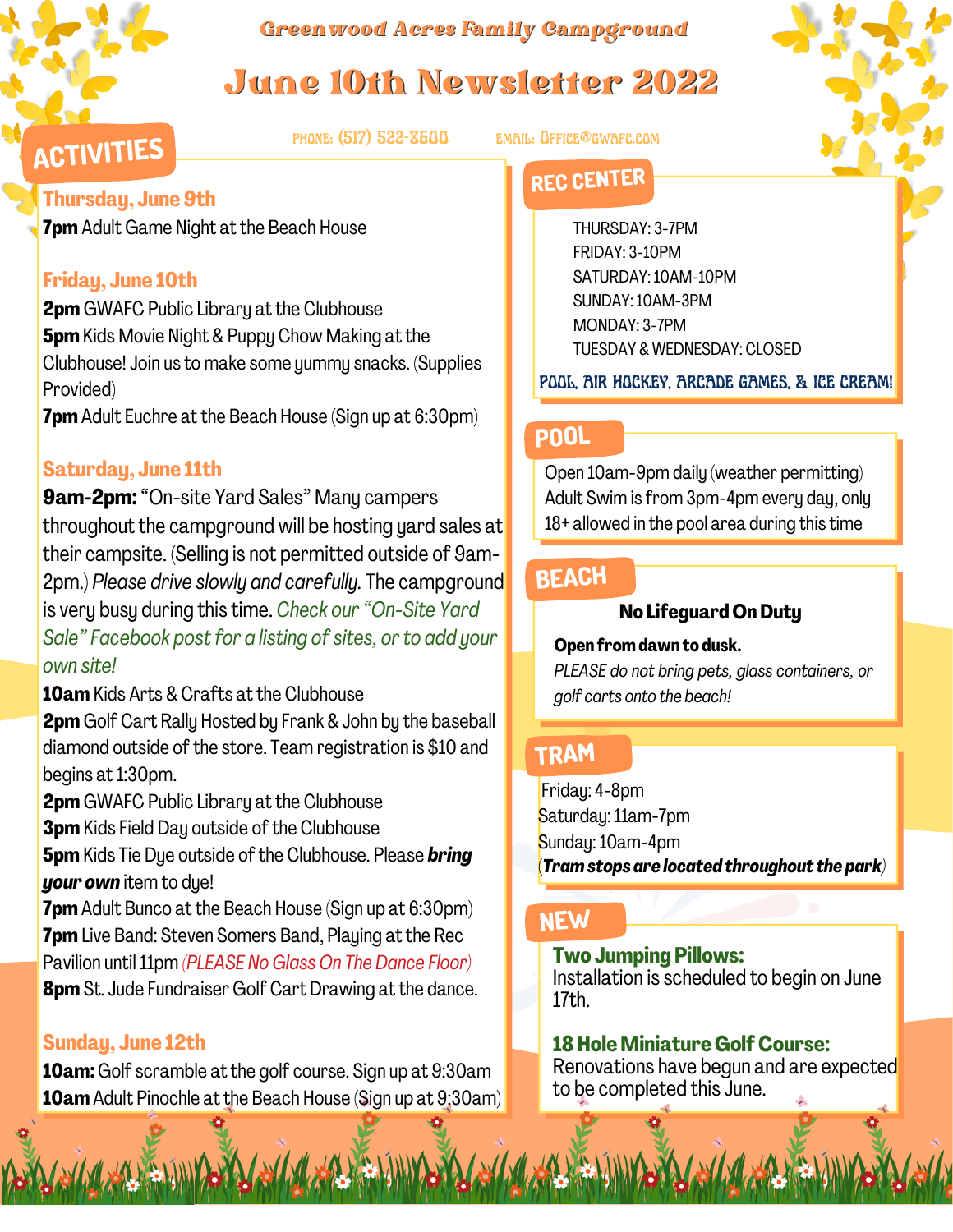# Greenwood Acres Family Campground

# June 10th Newsletter 2022

PHONE: (517) 522-8600 EMAIL: OFFICE@GWAFC.COM

## ACTIVITIES

### Thursday, June 9th

**7pm** Adult Game Night at the Beach House

### Friday, June 10th

**2pm** GWAFC Public Library at the Clubhouse
**5pm** Kids Movie Night & Puppy Chow Making at the Clubhouse! Join us to make some yummy snacks. (Supplies Provided)
**7pm** Adult Euchre at the Beach House (Sign up at 6:30pm)

### Saturday, June 11th

**9am-2pm:** "On-site Yard Sales" Many campers throughout the campground will be hosting yard sales at their campsite. (Selling is not permitted outside of 9am-2pm.) *Please drive slowly and carefully.* The campground is very busy during this time. *Check our "On-Site Yard Sale" Facebook post for a listing of sites, or to add your own site!*
**10am** Kids Arts & Crafts at the Clubhouse
**2pm** Golf Cart Rally Hosted by Frank & John by the baseball diamond outside of the store. Team registration is $10 and begins at 1:30pm.
**2pm** GWAFC Public Library at the Clubhouse
**3pm** Kids Field Day outside of the Clubhouse
**5pm** Kids Tie Dye outside of the Clubhouse. Please ***bring your own*** item to dye!
**7pm** Adult Bunco at the Beach House (Sign up at 6:30pm)
**7pm** Live Band: Steven Somers Band, Playing at the Rec Pavilion until 11pm *(PLEASE No Glass On The Dance Floor)*
**8pm** St. Jude Fundraiser Golf Cart Drawing at the dance.

### Sunday, June 12th

**10am:** Golf scramble at the golf course. Sign up at 9:30am
**10am** Adult Pinochle at the Beach House (Sign up at 9:30am)

## REC CENTER

THURSDAY: 3-7PM
FRIDAY: 3-10PM
SATURDAY: 10AM-10PM
SUNDAY: 10AM-3PM
MONDAY: 3-7PM
TUESDAY & WEDNESDAY: CLOSED

POOL, AIR HOCKEY, ARCADE GAMES, & ICE CREAM!

## POOL

Open 10am-9pm daily (weather permitting)
Adult Swim is from 3pm-4pm every day, only 18+ allowed in the pool area during this time

## BEACH

**No Lifeguard On Duty**

**Open from dawn to dusk.**

*PLEASE do not bring pets, glass containers, or golf carts onto the beach!*

## TRAM

Friday: 4-8pm
Saturday: 11am-7pm
Sunday: 10am-4pm
(***Tram stops are located throughout the park***)

## NEW

**Two Jumping Pillows:**
Installation is scheduled to begin on June 17th.

**18 Hole Miniature Golf Course:**
Renovations have begun and are expected to be completed this June.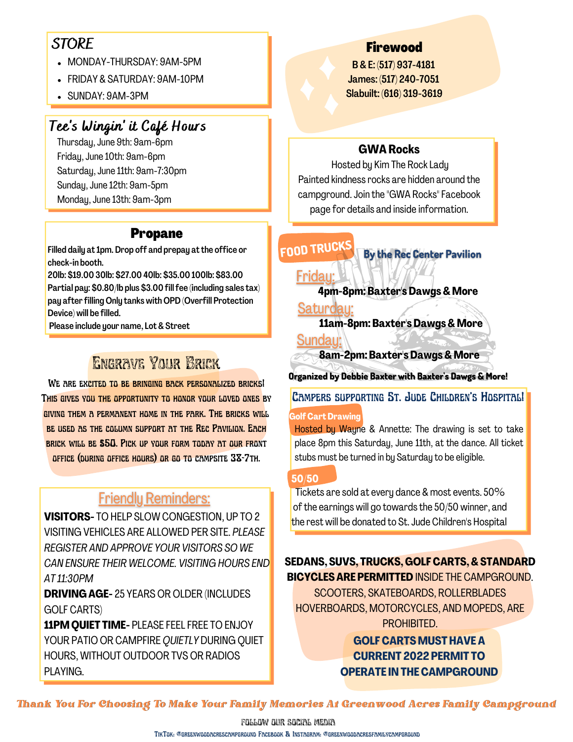## STORE

- MONDAY-THURSDAY: 9AM-5PM
- FRIDAY & SATURDAY: 9AM-10PM
- SUNDAY: 9AM-3PM

## Tee's Wingin' it Café Hours

Thursday, June 9th: 9am-6pm
Friday, June 10th: 9am-6pm
Saturday, June 11th: 9am-7:30pm
Sunday, June 12th: 9am-5pm
Monday, June 13th: 9am-3pm

## Propane

**Filled daily at 1pm. Drop off and prepay at the office or check-in booth.**
**20lb: $19.00 30lb: $27.00 40lb: $35.00 100lb: $83.00**
**Partial pay: $0.80/lb plus $3.00 fill fee (including sales tax) pay after filling Only tanks with OPD (Overfill Protection Device) will be filled.**
**Please include your name, Lot & Street**

## Engrave Your Brick

We are excited to be bringing back personalized bricks! This gives you the opportunity to honor your loved ones by giving them a permanent home in the park. The bricks will be used as the column support at the Rec Pavilion. Each brick will be $50. Pick up your form today at our front office (during office hours) or go to campsite 38-7th.

## Friendly Reminders:

**VISITORS-** TO HELP SLOW CONGESTION, UP TO 2 VISITING VEHICLES ARE ALLOWED PER SITE. *PLEASE REGISTER AND APPROVE YOUR VISITORS SO WE CAN ENSURE THEIR WELCOME. VISITING HOURS END AT 11:30PM*

**DRIVING AGE-** 25 YEARS OR OLDER (INCLUDES GOLF CARTS)

**11PM QUIET TIME-** PLEASE FEEL FREE TO ENJOY YOUR PATIO OR CAMPFIRE *QUIETLY* DURING QUIET HOURS, WITHOUT OUTDOOR TVS OR RADIOS PLAYING.

## Firewood

**B & E: (517) 937-4181**
**James: (517) 240-7051**
**Slabuilt: (616) 319-3619**

## GWA Rocks

Hosted by Kim The Rock Lady
Painted kindness rocks are hidden around the campground. Join the "GWA Rocks" Facebook page for details and inside information.

## FOOD TRUCKS

**By the Rec Center Pavilion**

Friday:
**4pm-8pm: Baxter's Dawgs & More**

Saturday:
**11am-8pm: Baxter's Dawgs & More**

Sunday:
**8am-2pm: Baxter's Dawgs & More**

**Organized by Debbie Baxter with Baxter's Dawgs & More!**

## Campers supporting St. Jude Children's Hospital!

**Golf Cart Drawing**

Hosted by Wayne & Annette: The drawing is set to take place 8pm this Saturday, June 11th, at the dance. All ticket stubs must be turned in by Saturday to be eligible.

**50/50**

Tickets are sold at every dance & most events. 50% of the earnings will go towards the 50/50 winner, and the rest will be donated to St. Jude Children's Hospital

**SEDANS, SUVS, TRUCKS, GOLF CARTS, & STANDARD BICYCLES ARE PERMITTED** INSIDE THE CAMPGROUND. SCOOTERS, SKATEBOARDS, ROLLERBLADES HOVERBOARDS, MOTORCYCLES, AND MOPEDS, ARE PROHIBITED.

**GOLF CARTS MUST HAVE A CURRENT 2022 PERMIT TO OPERATE IN THE CAMPGROUND**

*Thank You For Choosing To Make Your Family Memories At Greenwood Acres Family Campground*

FOLLOW OUR SOCIAL MEDIA

TikTok: @greenwoodacrescampground Facebook & Instagram: @greenwoodacresfamilycampground